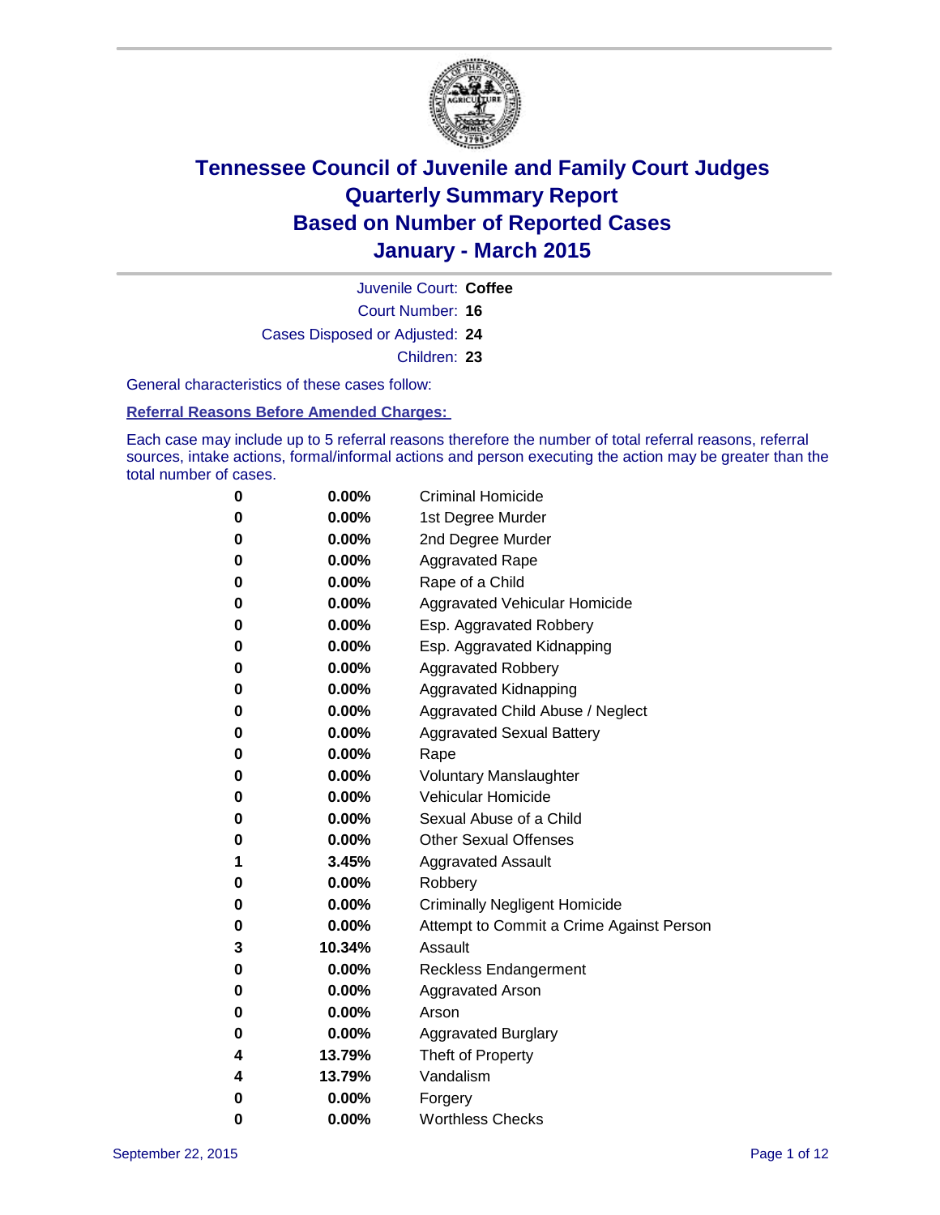# Tennessee Council of Juvenile and Family Court Judges
# Quarterly Summary Report
# Based on Number of Reported Cases
# January - March 2015

Juvenile Court: **Coffee**

Court Number: **16**

Cases Disposed or Adjusted: **24**

Children: **23**

General characteristics of these cases follow:

**Referral Reasons Before Amended Charges:**

Each case may include up to 5 referral reasons therefore the number of total referral reasons, referral sources, intake actions, formal/informal actions and person executing the action may be greater than the total number of cases.

| | | |
|---|---|---|
| **0** | **0.00%** | Criminal Homicide |
| **0** | **0.00%** | 1st Degree Murder |
| **0** | **0.00%** | 2nd Degree Murder |
| **0** | **0.00%** | Aggravated Rape |
| **0** | **0.00%** | Rape of a Child |
| **0** | **0.00%** | Aggravated Vehicular Homicide |
| **0** | **0.00%** | Esp. Aggravated Robbery |
| **0** | **0.00%** | Esp. Aggravated Kidnapping |
| **0** | **0.00%** | Aggravated Robbery |
| **0** | **0.00%** | Aggravated Kidnapping |
| **0** | **0.00%** | Aggravated Child Abuse / Neglect |
| **0** | **0.00%** | Aggravated Sexual Battery |
| **0** | **0.00%** | Rape |
| **0** | **0.00%** | Voluntary Manslaughter |
| **0** | **0.00%** | Vehicular Homicide |
| **0** | **0.00%** | Sexual Abuse of a Child |
| **0** | **0.00%** | Other Sexual Offenses |
| **1** | **3.45%** | Aggravated Assault |
| **0** | **0.00%** | Robbery |
| **0** | **0.00%** | Criminally Negligent Homicide |
| **0** | **0.00%** | Attempt to Commit a Crime Against Person |
| **3** | **10.34%** | Assault |
| **0** | **0.00%** | Reckless Endangerment |
| **0** | **0.00%** | Aggravated Arson |
| **0** | **0.00%** | Arson |
| **0** | **0.00%** | Aggravated Burglary |
| **4** | **13.79%** | Theft of Property |
| **4** | **13.79%** | Vandalism |
| **0** | **0.00%** | Forgery |
| **0** | **0.00%** | Worthless Checks |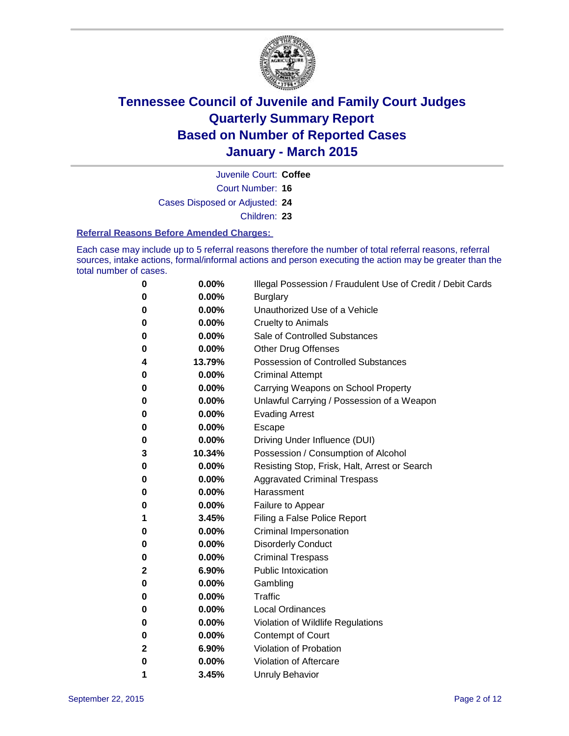# Tennessee Council of Juvenile and Family Court Judges
# Quarterly Summary Report
# Based on Number of Reported Cases
# January - March 2015

Juvenile Court: **Coffee**

Court Number: **16**

Cases Disposed or Adjusted: **24**

Children: **23**

### Referral Reasons Before Amended Charges:

Each case may include up to 5 referral reasons therefore the number of total referral reasons, referral sources, intake actions, formal/informal actions and person executing the action may be greater than the total number of cases.

| Count | Percent | Referral Reason |
|---|---|---|
| 0 | 0.00% | Illegal Possession / Fraudulent Use of Credit / Debit Cards |
| 0 | 0.00% | Burglary |
| 0 | 0.00% | Unauthorized Use of a Vehicle |
| 0 | 0.00% | Cruelty to Animals |
| 0 | 0.00% | Sale of Controlled Substances |
| 0 | 0.00% | Other Drug Offenses |
| 4 | 13.79% | Possession of Controlled Substances |
| 0 | 0.00% | Criminal Attempt |
| 0 | 0.00% | Carrying Weapons on School Property |
| 0 | 0.00% | Unlawful Carrying / Possession of a Weapon |
| 0 | 0.00% | Evading Arrest |
| 0 | 0.00% | Escape |
| 0 | 0.00% | Driving Under Influence (DUI) |
| 3 | 10.34% | Possession / Consumption of Alcohol |
| 0 | 0.00% | Resisting Stop, Frisk, Halt, Arrest or Search |
| 0 | 0.00% | Aggravated Criminal Trespass |
| 0 | 0.00% | Harassment |
| 0 | 0.00% | Failure to Appear |
| 1 | 3.45% | Filing a False Police Report |
| 0 | 0.00% | Criminal Impersonation |
| 0 | 0.00% | Disorderly Conduct |
| 0 | 0.00% | Criminal Trespass |
| 2 | 6.90% | Public Intoxication |
| 0 | 0.00% | Gambling |
| 0 | 0.00% | Traffic |
| 0 | 0.00% | Local Ordinances |
| 0 | 0.00% | Violation of Wildlife Regulations |
| 0 | 0.00% | Contempt of Court |
| 2 | 6.90% | Violation of Probation |
| 0 | 0.00% | Violation of Aftercare |
| 1 | 3.45% | Unruly Behavior |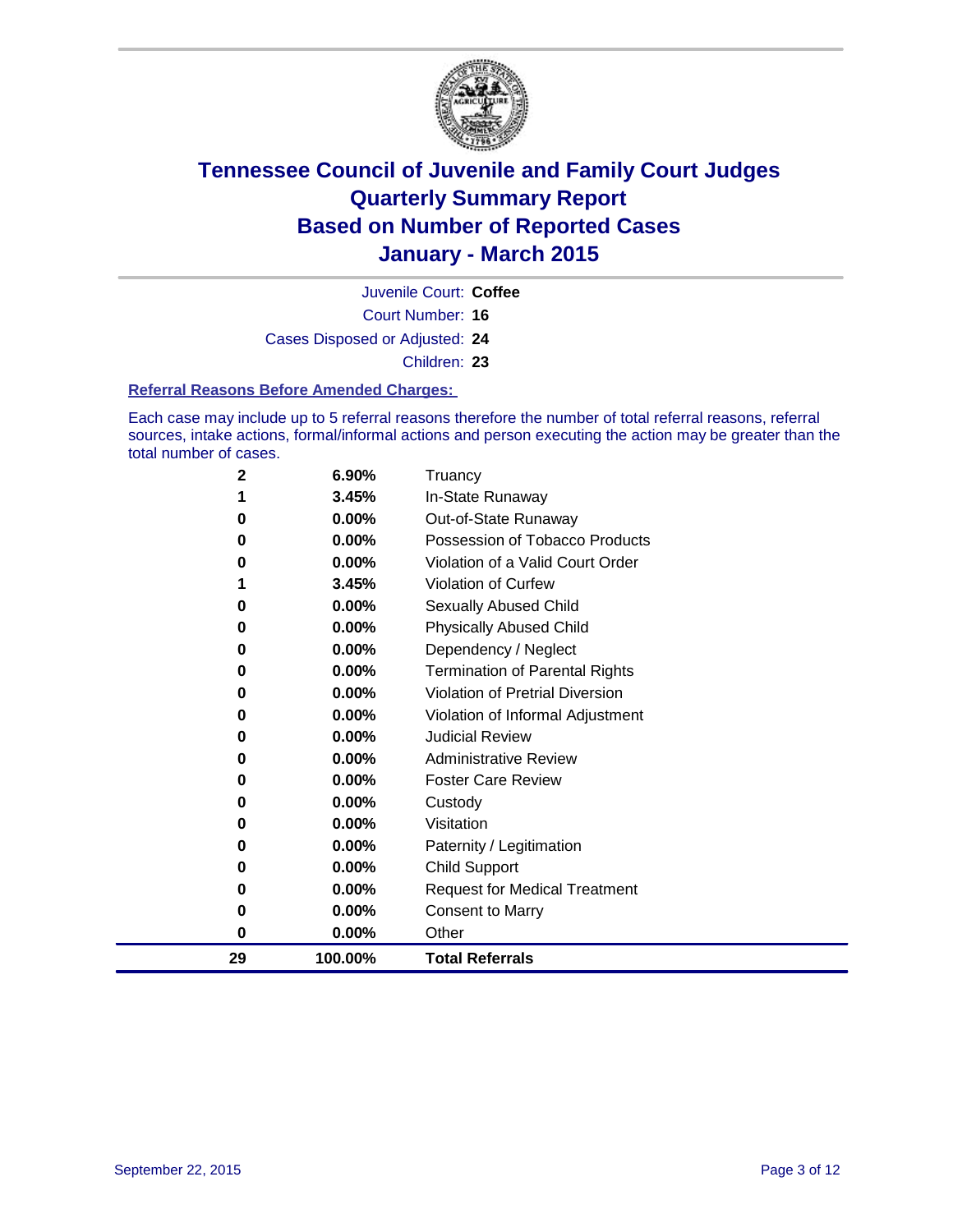# Tennessee Council of Juvenile and Family Court Judges
## Quarterly Summary Report
## Based on Number of Reported Cases
## January - March 2015

Juvenile Court: **Coffee**

Court Number: **16**

Cases Disposed or Adjusted: **24**

Children: **23**

### Referral Reasons Before Amended Charges:

Each case may include up to 5 referral reasons therefore the number of total referral reasons, referral sources, intake actions, formal/informal actions and person executing the action may be greater than the total number of cases.

| Count | Percent | Referral Reason |
|---|---|---|
| 2 | 6.90% | Truancy |
| 1 | 3.45% | In-State Runaway |
| 0 | 0.00% | Out-of-State Runaway |
| 0 | 0.00% | Possession of Tobacco Products |
| 0 | 0.00% | Violation of a Valid Court Order |
| 1 | 3.45% | Violation of Curfew |
| 0 | 0.00% | Sexually Abused Child |
| 0 | 0.00% | Physically Abused Child |
| 0 | 0.00% | Dependency / Neglect |
| 0 | 0.00% | Termination of Parental Rights |
| 0 | 0.00% | Violation of Pretrial Diversion |
| 0 | 0.00% | Violation of Informal Adjustment |
| 0 | 0.00% | Judicial Review |
| 0 | 0.00% | Administrative Review |
| 0 | 0.00% | Foster Care Review |
| 0 | 0.00% | Custody |
| 0 | 0.00% | Visitation |
| 0 | 0.00% | Paternity / Legitimation |
| 0 | 0.00% | Child Support |
| 0 | 0.00% | Request for Medical Treatment |
| 0 | 0.00% | Consent to Marry |
| 0 | 0.00% | Other |
| **29** | **100.00%** | **Total Referrals** |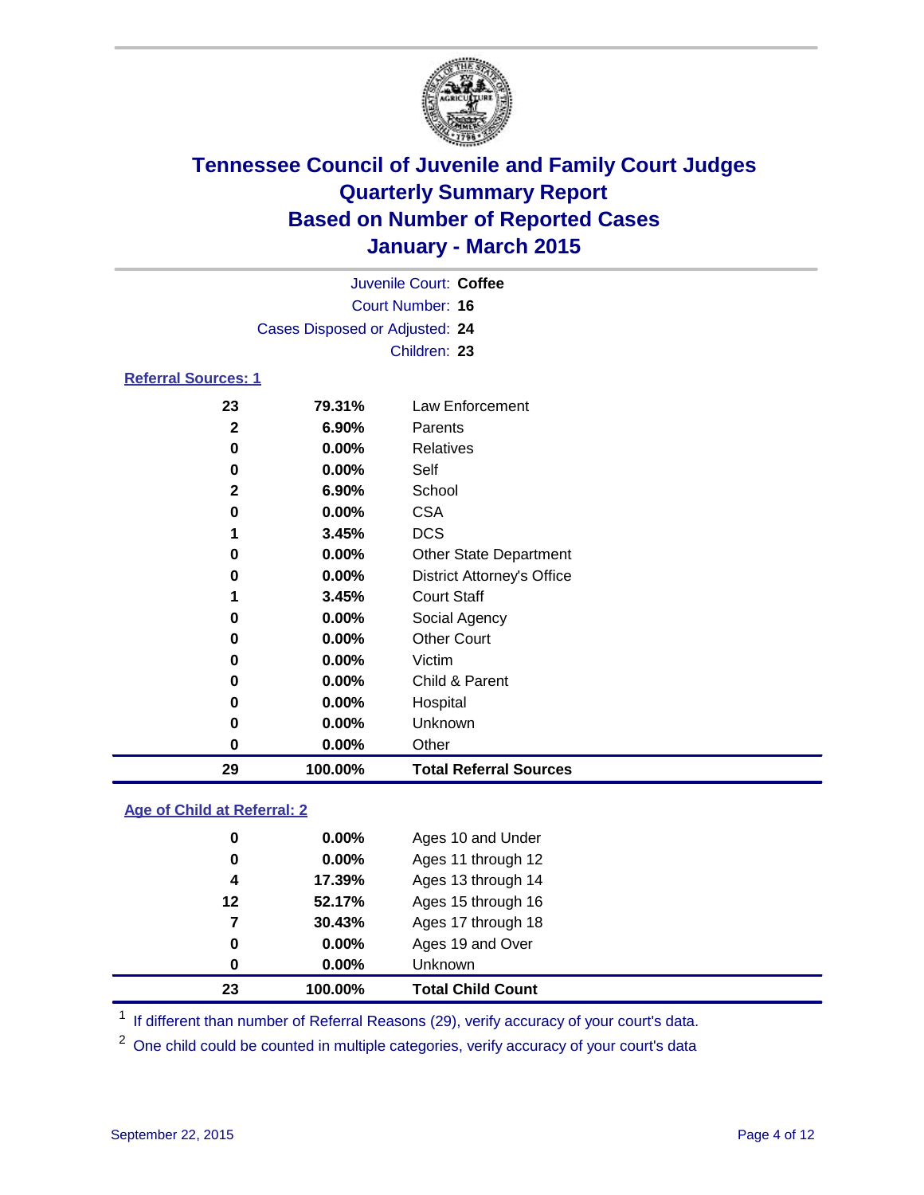# Tennessee Council of Juvenile and Family Court Judges
# Quarterly Summary Report
# Based on Number of Reported Cases
# January - March 2015

Juvenile Court: **Coffee**

Court Number: **16**

Cases Disposed or Adjusted: **24**

Children: **23**

## Referral Sources: 1

| Count | Percent | Source |
|---|---|---|
| 23 | 79.31% | Law Enforcement |
| 2 | 6.90% | Parents |
| 0 | 0.00% | Relatives |
| 0 | 0.00% | Self |
| 2 | 6.90% | School |
| 0 | 0.00% | CSA |
| 1 | 3.45% | DCS |
| 0 | 0.00% | Other State Department |
| 0 | 0.00% | District Attorney's Office |
| 1 | 3.45% | Court Staff |
| 0 | 0.00% | Social Agency |
| 0 | 0.00% | Other Court |
| 0 | 0.00% | Victim |
| 0 | 0.00% | Child & Parent |
| 0 | 0.00% | Hospital |
| 0 | 0.00% | Unknown |
| 0 | 0.00% | Other |
| **29** | **100.00%** | **Total Referral Sources** |

## Age of Child at Referral: 2

| Count | Percent | Age |
|---|---|---|
| 0 | 0.00% | Ages 10 and Under |
| 0 | 0.00% | Ages 11 through 12 |
| 4 | 17.39% | Ages 13 through 14 |
| 12 | 52.17% | Ages 15 through 16 |
| 7 | 30.43% | Ages 17 through 18 |
| 0 | 0.00% | Ages 19 and Over |
| 0 | 0.00% | Unknown |
| **23** | **100.00%** | **Total Child Count** |

[1] If different than number of Referral Reasons (29), verify accuracy of your court's data.

[2] One child could be counted in multiple categories, verify accuracy of your court's data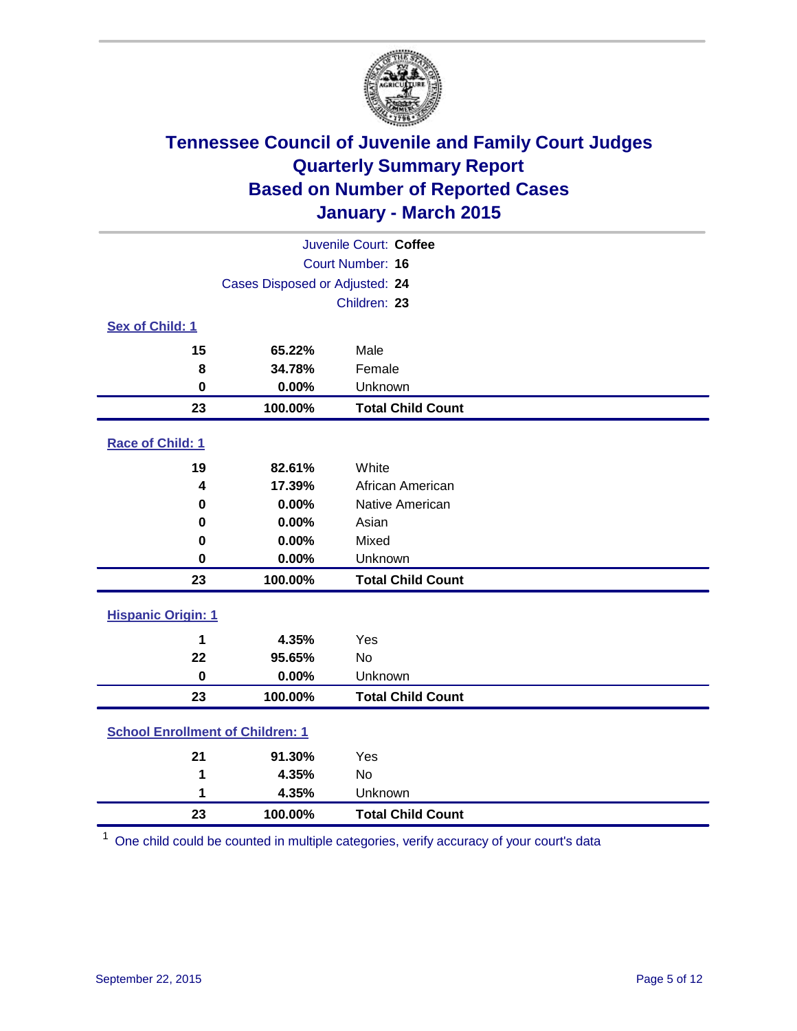# Tennessee Council of Juvenile and Family Court Judges
## Quarterly Summary Report
## Based on Number of Reported Cases
## January - March 2015

Juvenile Court: **Coffee**
Court Number: **16**
Cases Disposed or Adjusted: **24**
Children: **23**

### Sex of Child: 1

| Count | Percent | Category |
|---|---|---|
| 15 | 65.22% | Male |
| 8 | 34.78% | Female |
| 0 | 0.00% | Unknown |
| **23** | **100.00%** | **Total Child Count** |

### Race of Child: 1

| Count | Percent | Category |
|---|---|---|
| 19 | 82.61% | White |
| 4 | 17.39% | African American |
| 0 | 0.00% | Native American |
| 0 | 0.00% | Asian |
| 0 | 0.00% | Mixed |
| 0 | 0.00% | Unknown |
| **23** | **100.00%** | **Total Child Count** |

### Hispanic Origin: 1

| Count | Percent | Category |
|---|---|---|
| 1 | 4.35% | Yes |
| 22 | 95.65% | No |
| 0 | 0.00% | Unknown |
| **23** | **100.00%** | **Total Child Count** |

### School Enrollment of Children: 1

| Count | Percent | Category |
|---|---|---|
| 21 | 91.30% | Yes |
| 1 | 4.35% | No |
| 1 | 4.35% | Unknown |
| **23** | **100.00%** | **Total Child Count** |

[1] One child could be counted in multiple categories, verify accuracy of your court's data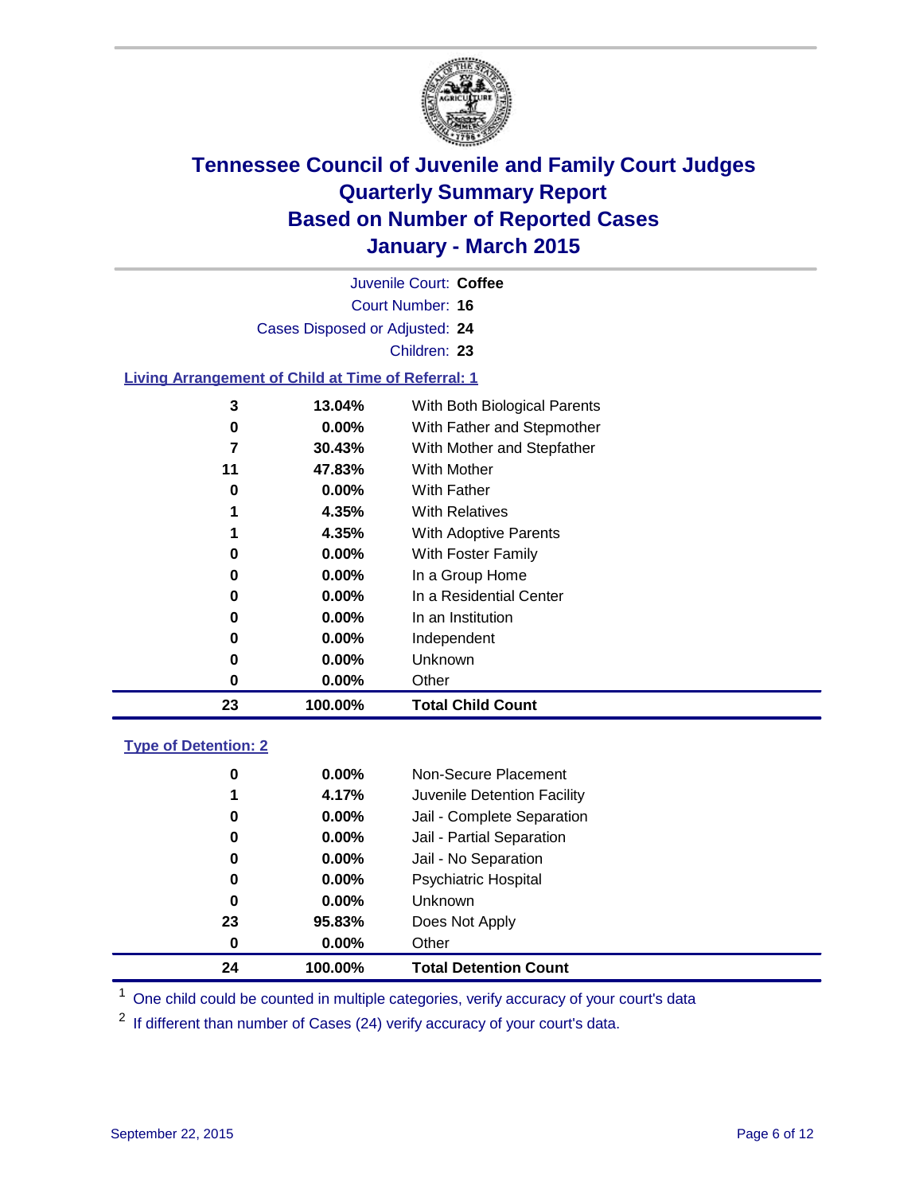# Tennessee Council of Juvenile and Family Court Judges
## Quarterly Summary Report
## Based on Number of Reported Cases
## January - March 2015

Juvenile Court: **Coffee**

Court Number: **16**

Cases Disposed or Adjusted: **24**

Children: **23**

### Living Arrangement of Child at Time of Referral: 1

| Count | Percent | Category |
|---|---|---|
| 3 | 13.04% | With Both Biological Parents |
| 0 | 0.00% | With Father and Stepmother |
| 7 | 30.43% | With Mother and Stepfather |
| 11 | 47.83% | With Mother |
| 0 | 0.00% | With Father |
| 1 | 4.35% | With Relatives |
| 1 | 4.35% | With Adoptive Parents |
| 0 | 0.00% | With Foster Family |
| 0 | 0.00% | In a Group Home |
| 0 | 0.00% | In a Residential Center |
| 0 | 0.00% | In an Institution |
| 0 | 0.00% | Independent |
| 0 | 0.00% | Unknown |
| 0 | 0.00% | Other |
| **23** | **100.00%** | **Total Child Count** |

### Type of Detention: 2

| Count | Percent | Category |
|---|---|---|
| 0 | 0.00% | Non-Secure Placement |
| 1 | 4.17% | Juvenile Detention Facility |
| 0 | 0.00% | Jail - Complete Separation |
| 0 | 0.00% | Jail - Partial Separation |
| 0 | 0.00% | Jail - No Separation |
| 0 | 0.00% | Psychiatric Hospital |
| 0 | 0.00% | Unknown |
| 23 | 95.83% | Does Not Apply |
| 0 | 0.00% | Other |
| **24** | **100.00%** | **Total Detention Count** |

[1] One child could be counted in multiple categories, verify accuracy of your court's data

[2] If different than number of Cases (24) verify accuracy of your court's data.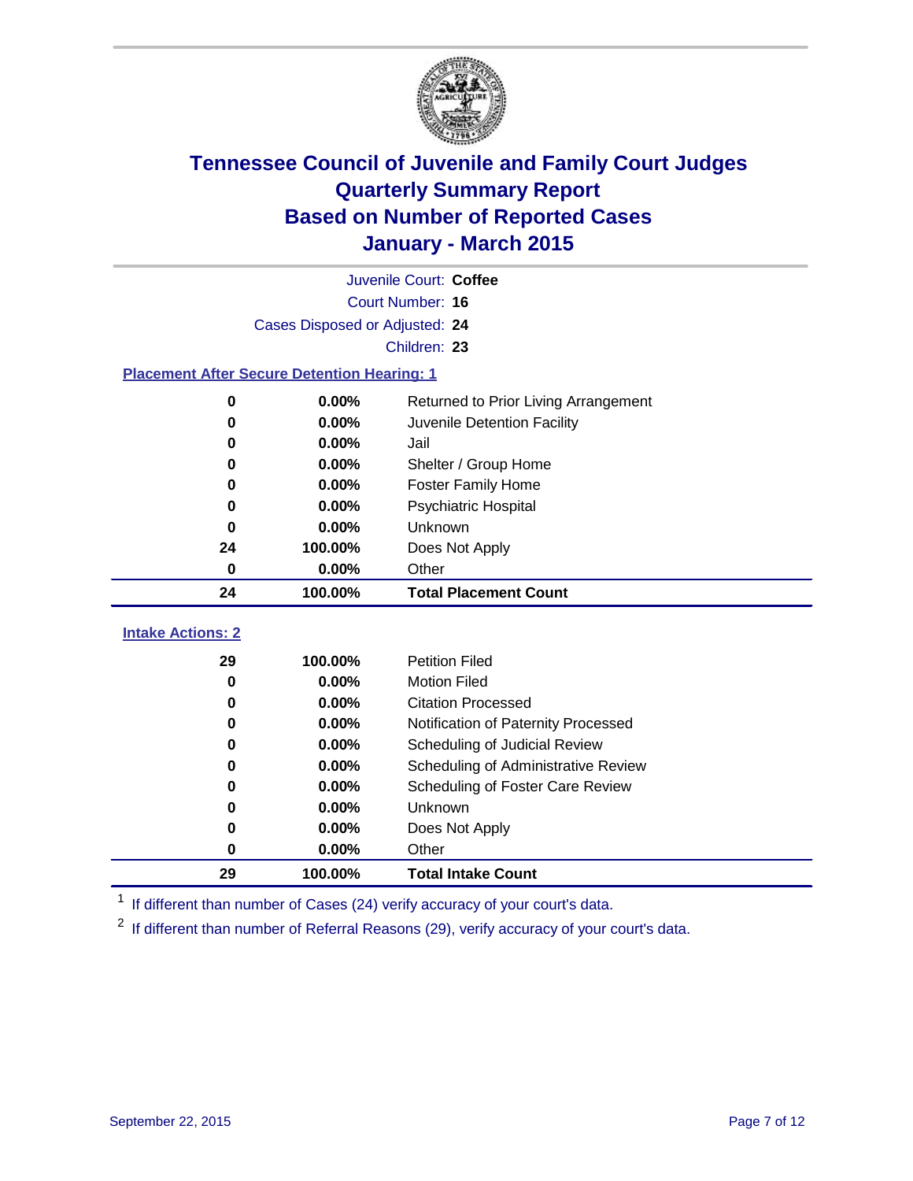# Tennessee Council of Juvenile and Family Court Judges
# Quarterly Summary Report
# Based on Number of Reported Cases
# January - March 2015

Juvenile Court: **Coffee**

Court Number: **16**

Cases Disposed or Adjusted: **24**

Children: **23**

## Placement After Secure Detention Hearing: 1

| Count | Percent | Placement |
|---|---|---|
| 0 | 0.00% | Returned to Prior Living Arrangement |
| 0 | 0.00% | Juvenile Detention Facility |
| 0 | 0.00% | Jail |
| 0 | 0.00% | Shelter / Group Home |
| 0 | 0.00% | Foster Family Home |
| 0 | 0.00% | Psychiatric Hospital |
| 0 | 0.00% | Unknown |
| 24 | 100.00% | Does Not Apply |
| 0 | 0.00% | Other |
| **24** | **100.00%** | **Total Placement Count** |

## Intake Actions: 2

| Count | Percent | Intake Action |
|---|---|---|
| 29 | 100.00% | Petition Filed |
| 0 | 0.00% | Motion Filed |
| 0 | 0.00% | Citation Processed |
| 0 | 0.00% | Notification of Paternity Processed |
| 0 | 0.00% | Scheduling of Judicial Review |
| 0 | 0.00% | Scheduling of Administrative Review |
| 0 | 0.00% | Scheduling of Foster Care Review |
| 0 | 0.00% | Unknown |
| 0 | 0.00% | Does Not Apply |
| 0 | 0.00% | Other |
| **29** | **100.00%** | **Total Intake Count** |

[1] If different than number of Cases (24) verify accuracy of your court's data.

[2] If different than number of Referral Reasons (29), verify accuracy of your court's data.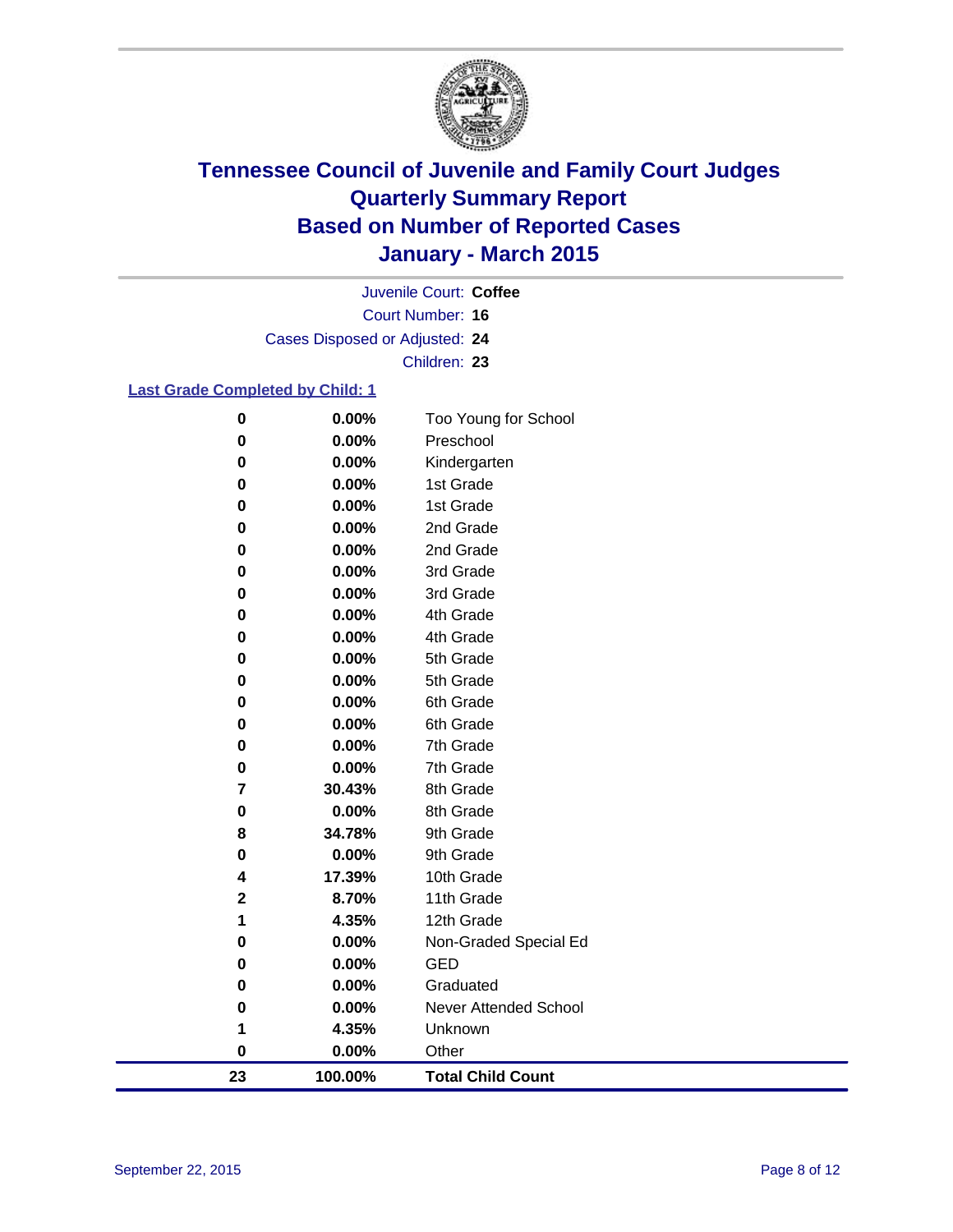# Tennessee Council of Juvenile and Family Court Judges
# Quarterly Summary Report
# Based on Number of Reported Cases
# January - March 2015

Juvenile Court: **Coffee**
Court Number: **16**
Cases Disposed or Adjusted: **24**
Children: **23**

**Last Grade Completed by Child: 1**

| Count | Percent | Grade |
|---|---|---|
| 0 | 0.00% | Too Young for School |
| 0 | 0.00% | Preschool |
| 0 | 0.00% | Kindergarten |
| 0 | 0.00% | 1st Grade |
| 0 | 0.00% | 1st Grade |
| 0 | 0.00% | 2nd Grade |
| 0 | 0.00% | 2nd Grade |
| 0 | 0.00% | 3rd Grade |
| 0 | 0.00% | 3rd Grade |
| 0 | 0.00% | 4th Grade |
| 0 | 0.00% | 4th Grade |
| 0 | 0.00% | 5th Grade |
| 0 | 0.00% | 5th Grade |
| 0 | 0.00% | 6th Grade |
| 0 | 0.00% | 6th Grade |
| 0 | 0.00% | 7th Grade |
| 0 | 0.00% | 7th Grade |
| 7 | 30.43% | 8th Grade |
| 0 | 0.00% | 8th Grade |
| 8 | 34.78% | 9th Grade |
| 0 | 0.00% | 9th Grade |
| 4 | 17.39% | 10th Grade |
| 2 | 8.70% | 11th Grade |
| 1 | 4.35% | 12th Grade |
| 0 | 0.00% | Non-Graded Special Ed |
| 0 | 0.00% | GED |
| 0 | 0.00% | Graduated |
| 0 | 0.00% | Never Attended School |
| 1 | 4.35% | Unknown |
| 0 | 0.00% | Other |
| **23** | **100.00%** | **Total Child Count** |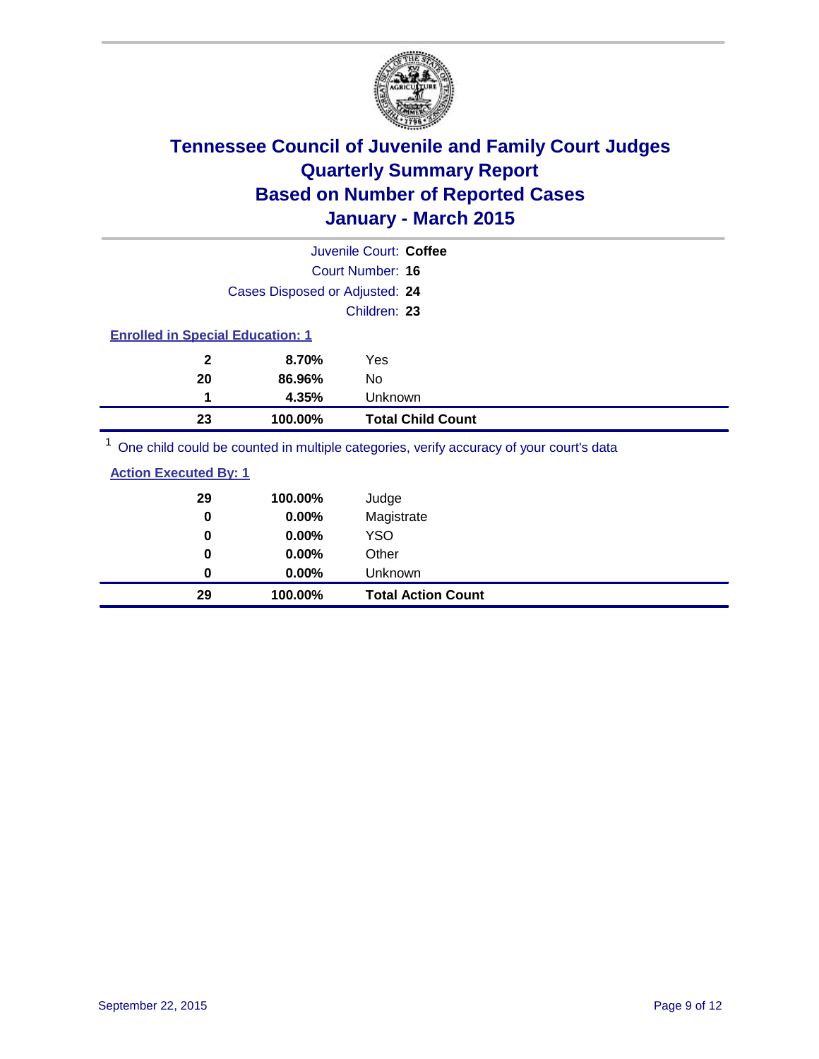# Tennessee Council of Juvenile and Family Court Judges
# Quarterly Summary Report
# Based on Number of Reported Cases
# January - March 2015

Juvenile Court: **Coffee**

Court Number: **16**

Cases Disposed or Adjusted: **24**

Children: **23**

**Enrolled in Special Education: 1**

| | | |
|---|---|---|
| **2** | **8.70%** | Yes |
| **20** | **86.96%** | No |
| **1** | **4.35%** | Unknown |
| **23** | **100.00%** | **Total Child Count** |

[1] One child could be counted in multiple categories, verify accuracy of your court's data

**Action Executed By: 1**

| | | |
|---|---|---|
| **29** | **100.00%** | Judge |
| **0** | **0.00%** | Magistrate |
| **0** | **0.00%** | YSO |
| **0** | **0.00%** | Other |
| **0** | **0.00%** | Unknown |
| **29** | **100.00%** | **Total Action Count** |

September 22, 2015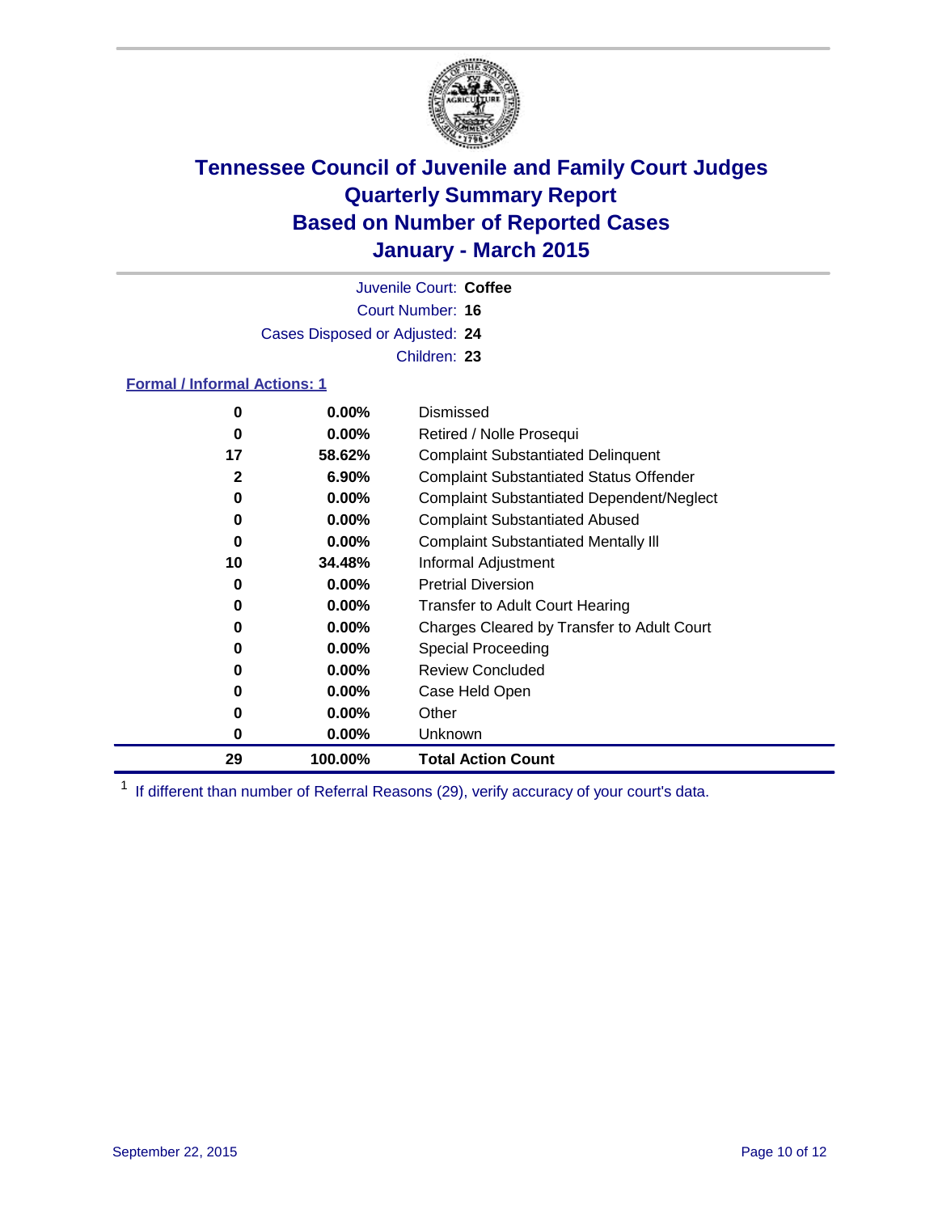# Tennessee Council of Juvenile and Family Court Judges
# Quarterly Summary Report
# Based on Number of Reported Cases
# January - March 2015

Juvenile Court: **Coffee**

Court Number: **16**

Cases Disposed or Adjusted: **24**

Children: **23**

### Formal / Informal Actions: 1

| Count | Percent | Action |
|---|---|---|
| **0** | **0.00%** | Dismissed |
| **0** | **0.00%** | Retired / Nolle Prosequi |
| **17** | **58.62%** | Complaint Substantiated Delinquent |
| **2** | **6.90%** | Complaint Substantiated Status Offender |
| **0** | **0.00%** | Complaint Substantiated Dependent/Neglect |
| **0** | **0.00%** | Complaint Substantiated Abused |
| **0** | **0.00%** | Complaint Substantiated Mentally Ill |
| **10** | **34.48%** | Informal Adjustment |
| **0** | **0.00%** | Pretrial Diversion |
| **0** | **0.00%** | Transfer to Adult Court Hearing |
| **0** | **0.00%** | Charges Cleared by Transfer to Adult Court |
| **0** | **0.00%** | Special Proceeding |
| **0** | **0.00%** | Review Concluded |
| **0** | **0.00%** | Case Held Open |
| **0** | **0.00%** | Other |
| **0** | **0.00%** | Unknown |
| **29** | **100.00%** | **Total Action Count** |

[1] If different than number of Referral Reasons (29), verify accuracy of your court's data.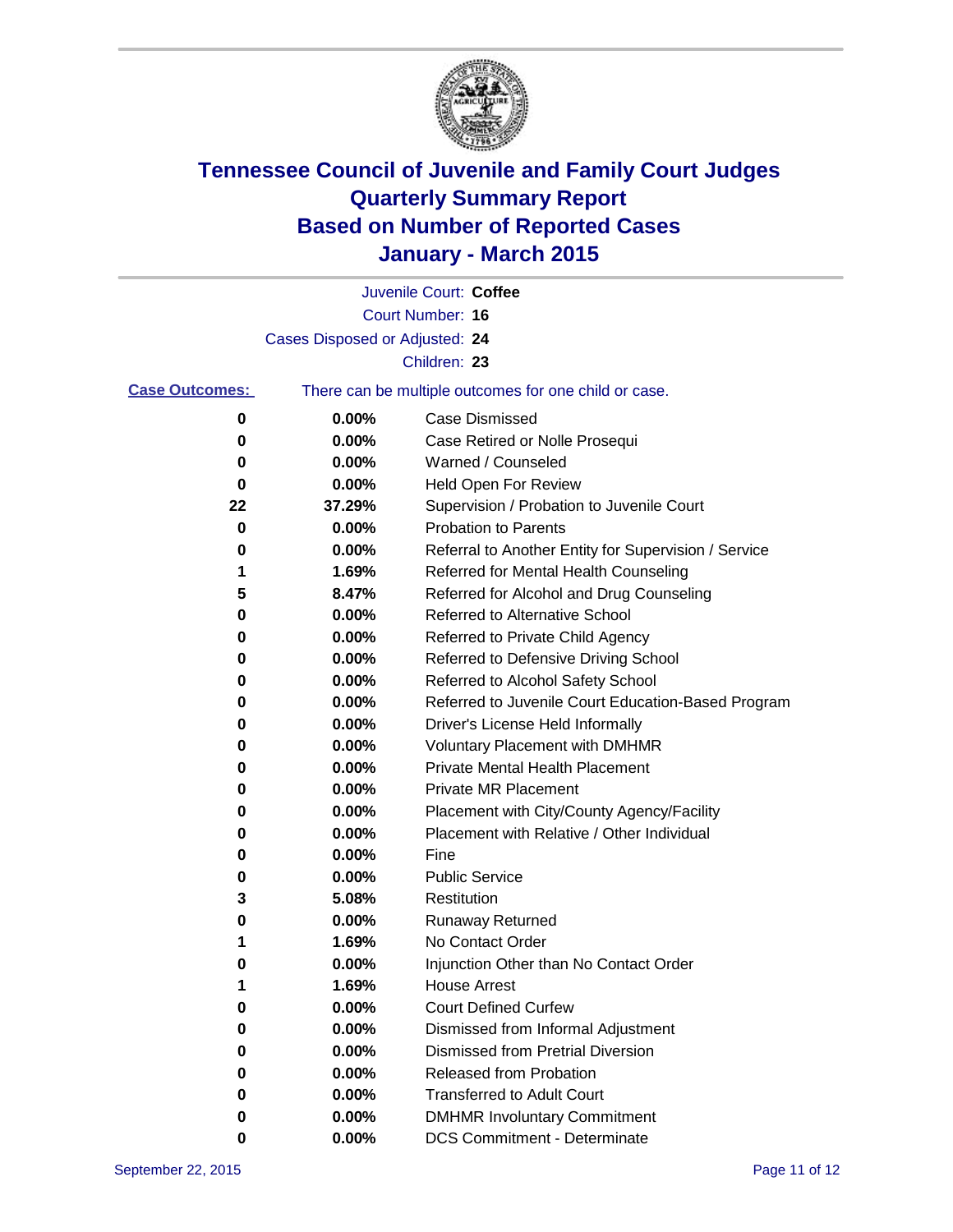# Tennessee Council of Juvenile and Family Court Judges
# Quarterly Summary Report
# Based on Number of Reported Cases
# January - March 2015

Juvenile Court: **Coffee**
Court Number: **16**
Cases Disposed or Adjusted: **24**
Children: **23**

**Case Outcomes:** There can be multiple outcomes for one child or case.

| Count | Percent | Outcome |
|---|---|---|
| 0 | 0.00% | Case Dismissed |
| 0 | 0.00% | Case Retired or Nolle Prosequi |
| 0 | 0.00% | Warned / Counseled |
| 0 | 0.00% | Held Open For Review |
| 22 | 37.29% | Supervision / Probation to Juvenile Court |
| 0 | 0.00% | Probation to Parents |
| 0 | 0.00% | Referral to Another Entity for Supervision / Service |
| 1 | 1.69% | Referred for Mental Health Counseling |
| 5 | 8.47% | Referred for Alcohol and Drug Counseling |
| 0 | 0.00% | Referred to Alternative School |
| 0 | 0.00% | Referred to Private Child Agency |
| 0 | 0.00% | Referred to Defensive Driving School |
| 0 | 0.00% | Referred to Alcohol Safety School |
| 0 | 0.00% | Referred to Juvenile Court Education-Based Program |
| 0 | 0.00% | Driver's License Held Informally |
| 0 | 0.00% | Voluntary Placement with DMHMR |
| 0 | 0.00% | Private Mental Health Placement |
| 0 | 0.00% | Private MR Placement |
| 0 | 0.00% | Placement with City/County Agency/Facility |
| 0 | 0.00% | Placement with Relative / Other Individual |
| 0 | 0.00% | Fine |
| 0 | 0.00% | Public Service |
| 3 | 5.08% | Restitution |
| 0 | 0.00% | Runaway Returned |
| 1 | 1.69% | No Contact Order |
| 0 | 0.00% | Injunction Other than No Contact Order |
| 1 | 1.69% | House Arrest |
| 0 | 0.00% | Court Defined Curfew |
| 0 | 0.00% | Dismissed from Informal Adjustment |
| 0 | 0.00% | Dismissed from Pretrial Diversion |
| 0 | 0.00% | Released from Probation |
| 0 | 0.00% | Transferred to Adult Court |
| 0 | 0.00% | DMHMR Involuntary Commitment |
| 0 | 0.00% | DCS Commitment - Determinate |

September 22, 2015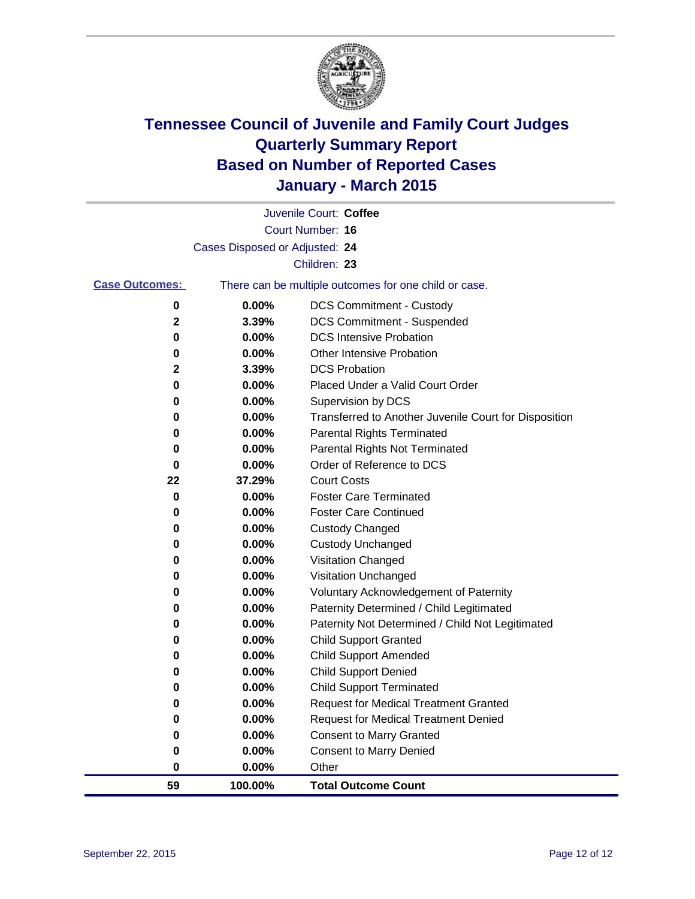# Tennessee Council of Juvenile and Family Court Judges
# Quarterly Summary Report
# Based on Number of Reported Cases
# January - March 2015

Juvenile Court: **Coffee**

Court Number: **16**

Cases Disposed or Adjusted: **24**

Children: **23**

**Case Outcomes:** There can be multiple outcomes for one child or case.

| | | |
|---|---|---|
| 0 | 0.00% | DCS Commitment - Custody |
| 2 | 3.39% | DCS Commitment - Suspended |
| 0 | 0.00% | DCS Intensive Probation |
| 0 | 0.00% | Other Intensive Probation |
| 2 | 3.39% | DCS Probation |
| 0 | 0.00% | Placed Under a Valid Court Order |
| 0 | 0.00% | Supervision by DCS |
| 0 | 0.00% | Transferred to Another Juvenile Court for Disposition |
| 0 | 0.00% | Parental Rights Terminated |
| 0 | 0.00% | Parental Rights Not Terminated |
| 0 | 0.00% | Order of Reference to DCS |
| 22 | 37.29% | Court Costs |
| 0 | 0.00% | Foster Care Terminated |
| 0 | 0.00% | Foster Care Continued |
| 0 | 0.00% | Custody Changed |
| 0 | 0.00% | Custody Unchanged |
| 0 | 0.00% | Visitation Changed |
| 0 | 0.00% | Visitation Unchanged |
| 0 | 0.00% | Voluntary Acknowledgement of Paternity |
| 0 | 0.00% | Paternity Determined / Child Legitimated |
| 0 | 0.00% | Paternity Not Determined / Child Not Legitimated |
| 0 | 0.00% | Child Support Granted |
| 0 | 0.00% | Child Support Amended |
| 0 | 0.00% | Child Support Denied |
| 0 | 0.00% | Child Support Terminated |
| 0 | 0.00% | Request for Medical Treatment Granted |
| 0 | 0.00% | Request for Medical Treatment Denied |
| 0 | 0.00% | Consent to Marry Granted |
| 0 | 0.00% | Consent to Marry Denied |
| 0 | 0.00% | Other |
| **59** | **100.00%** | **Total Outcome Count** |

September 22, 2015